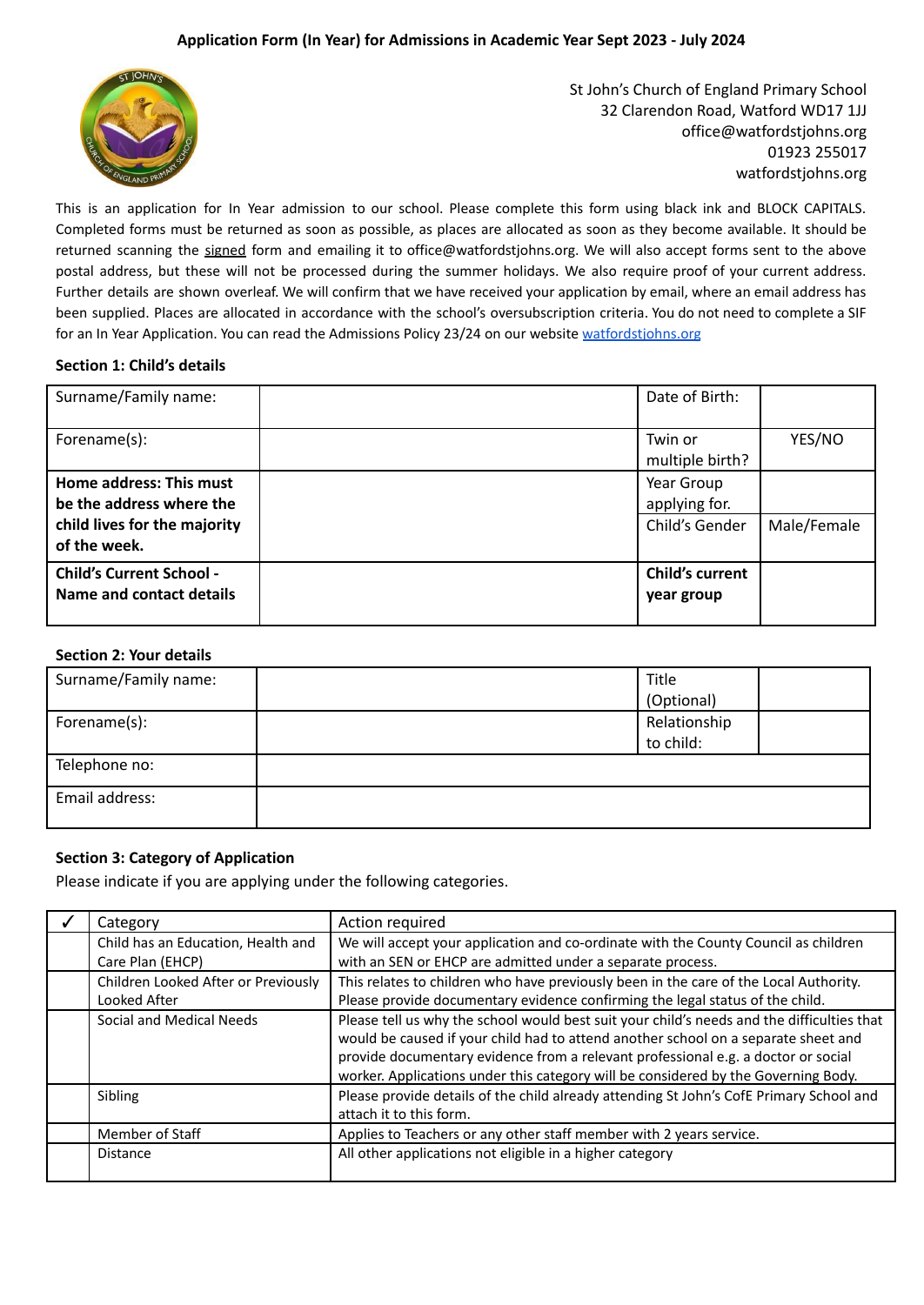## Application Form (In Year) for Admissions in Academic Year Sept 2023 - July 2024

St John's Church of England Primary School
32 Clarendon Road, Watford WD17 1JJ
office@watfordstjohns.org
01923 255017
watfordstjohns.org

This is an application for In Year admission to our school. Please complete this form using black ink and BLOCK CAPITALS. Completed forms must be returned as soon as possible, as places are allocated as soon as they become available. It should be returned scanning the signed form and emailing it to office@watfordstjohns.org. We will also accept forms sent to the above postal address, but these will not be processed during the summer holidays. We also require proof of your current address. Further details are shown overleaf. We will confirm that we have received your application by email, where an email address has been supplied. Places are allocated in accordance with the school's oversubscription criteria. You do not need to complete a SIF for an In Year Application. You can read the Admissions Policy 23/24 on our website watfordstjohns.org

### Section 1: Child's details

| Surname/Family name: | | Date of Birth: | |
|---|---|---|---|
| Forename(s): | | Twin or multiple birth? | YES/NO |
| **Home address: This must be the address where the child lives for the majority of the week.** | | Year Group applying for. | |
| | | Child's Gender | Male/Female |
| **Child's Current School - Name and contact details** | | **Child's current year group** | |

### Section 2: Your details

| Surname/Family name: | | Title (Optional) | |
|---|---|---|---|
| Forename(s): | | Relationship to child: | |
| Telephone no: | | | |
| Email address: | | | |

### Section 3: Category of Application

Please indicate if you are applying under the following categories.

| ✓ | Category | Action required |
|---|---|---|
| | Child has an Education, Health and Care Plan (EHCP) | We will accept your application and co-ordinate with the County Council as children with an SEN or EHCP are admitted under a separate process. |
| | Children Looked After or Previously Looked After | This relates to children who have previously been in the care of the Local Authority. Please provide documentary evidence confirming the legal status of the child. |
| | Social and Medical Needs | Please tell us why the school would best suit your child's needs and the difficulties that would be caused if your child had to attend another school on a separate sheet and provide documentary evidence from a relevant professional e.g. a doctor or social worker. Applications under this category will be considered by the Governing Body. |
| | Sibling | Please provide details of the child already attending St John's CofE Primary School and attach it to this form. |
| | Member of Staff | Applies to Teachers or any other staff member with 2 years service. |
| | Distance | All other applications not eligible in a higher category |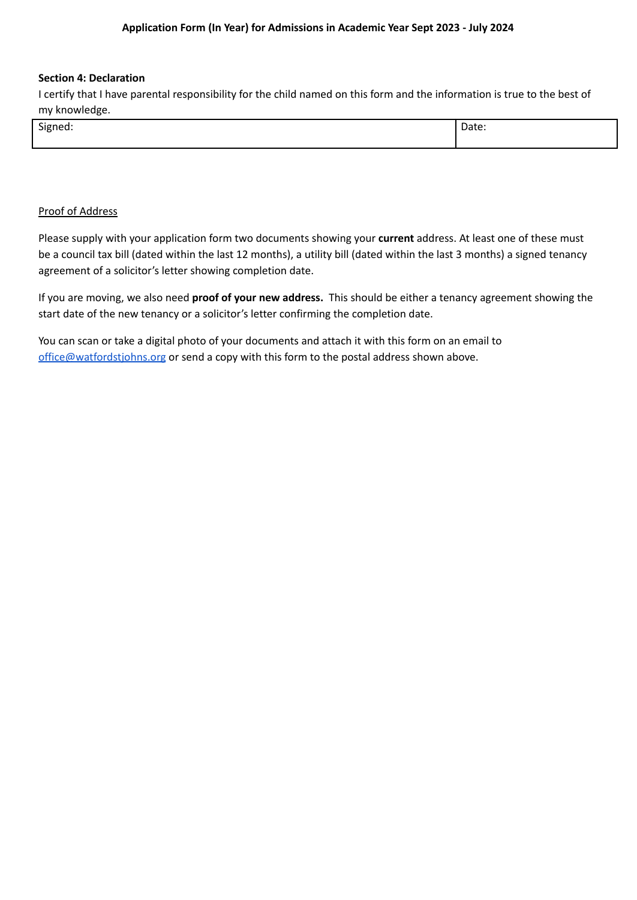**Section 4: Declaration**

I certify that I have parental responsibility for the child named on this form and the information is true to the best of my knowledge.

| | |
|---|---|
| Signed: | Date: |

Proof of Address

Please supply with your application form two documents showing your **current** address. At least one of these must be a council tax bill (dated within the last 12 months), a utility bill (dated within the last 3 months) a signed tenancy agreement of a solicitor's letter showing completion date.

If you are moving, we also need **proof of your new address.** This should be either a tenancy agreement showing the start date of the new tenancy or a solicitor's letter confirming the completion date.

You can scan or take a digital photo of your documents and attach it with this form on an email to office@watfordstjohns.org or send a copy with this form to the postal address shown above.